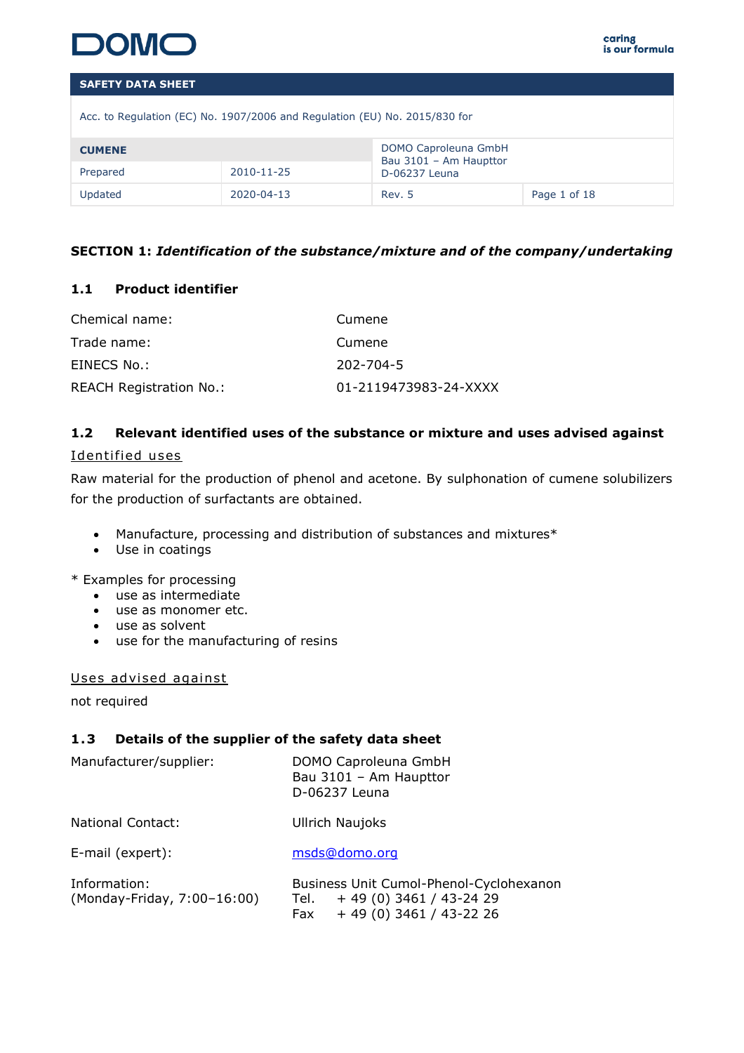**SAFETY DATA SHEET**

Acc. to Regulation (EC) No. 1907/2006 and Regulation (EU) No. 2015/830 for

| **CUMENE** | | DOMO Caproleuna GmbH<br>Bau 3101 – Am Haupttor<br>D-06237 Leuna | |
|---|---|---|---|
| Prepared | 2010-11-25 | | |
| Updated | 2020-04-13 | Rev. 5 | Page 1 of 18 |

## SECTION 1: *Identification of the substance/mixture and of the company/undertaking*

### 1.1 Product identifier

| | |
|---|---|
| Chemical name: | Cumene |
| Trade name: | Cumene |
| EINECS No.: | 202-704-5 |
| REACH Registration No.: | 01-2119473983-24-XXXX |

### 1.2 Relevant identified uses of the substance or mixture and uses advised against

Identified uses

Raw material for the production of phenol and acetone. By sulphonation of cumene solubilizers for the production of surfactants are obtained.

- Manufacture, processing and distribution of substances and mixtures*
- Use in coatings

\* Examples for processing

- use as intermediate
- use as monomer etc.
- use as solvent
- use for the manufacturing of resins

Uses advised against

not required

### 1.3 Details of the supplier of the safety data sheet

| | |
|---|---|
| Manufacturer/supplier: | DOMO Caproleuna GmbH<br>Bau 3101 – Am Haupttor<br>D-06237 Leuna |
| National Contact: | Ullrich Naujoks |
| E-mail (expert): | msds@domo.org |
| Information:<br>(Monday-Friday, 7:00–16:00) | Business Unit Cumol-Phenol-Cyclohexanon<br>Tel. + 49 (0) 3461 / 43-24 29<br>Fax + 49 (0) 3461 / 43-22 26 |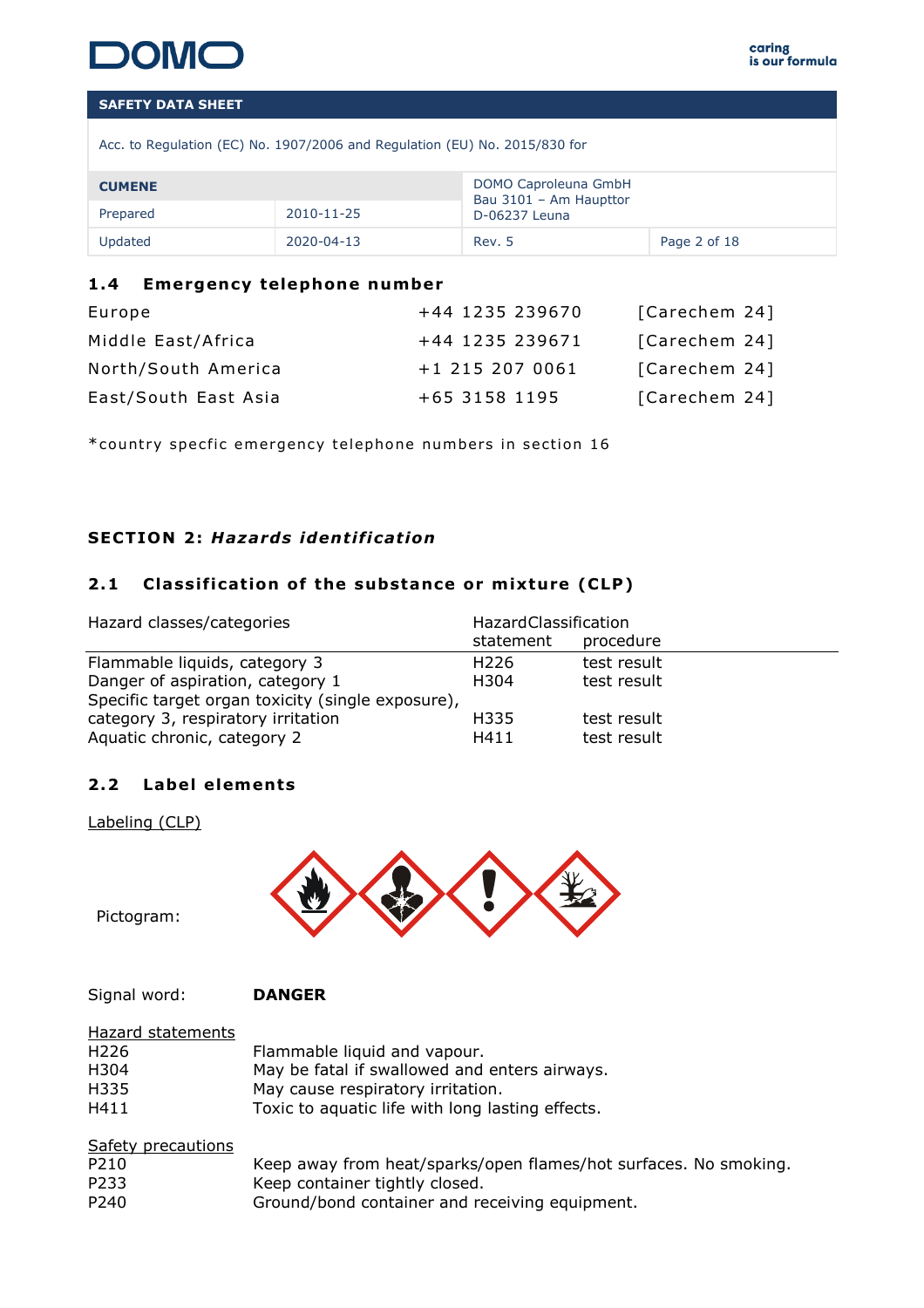## 1.4 Emergency telephone number

| | | |
|---|---|---|
| Europe | +44 1235 239670 | [Carechem 24] |
| Middle East/Africa | +44 1235 239671 | [Carechem 24] |
| North/South America | +1 215 207 0061 | [Carechem 24] |
| East/South East Asia | +65 3158 1195 | [Carechem 24] |

*country specfic emergency telephone numbers in section 16

## SECTION 2: *Hazards identification*

### 2.1 Classification of the substance or mixture (CLP)

| Hazard classes/categories | Hazard statement | Classification procedure |
|---|---|---|
| Flammable liquids, category 3 | H226 | test result |
| Danger of aspiration, category 1 | H304 | test result |
| Specific target organ toxicity (single exposure), category 3, respiratory irritation | H335 | test result |
| Aquatic chronic, category 2 | H411 | test result |

### 2.2 Label elements

Labeling (CLP)

Pictogram:

Signal word: **DANGER**

Hazard statements

| | |
|---|---|
| H226 | Flammable liquid and vapour. |
| H304 | May be fatal if swallowed and enters airways. |
| H335 | May cause respiratory irritation. |
| H411 | Toxic to aquatic life with long lasting effects. |

Safety precautions

| | |
|---|---|
| P210 | Keep away from heat/sparks/open flames/hot surfaces. No smoking. |
| P233 | Keep container tightly closed. |
| P240 | Ground/bond container and receiving equipment. |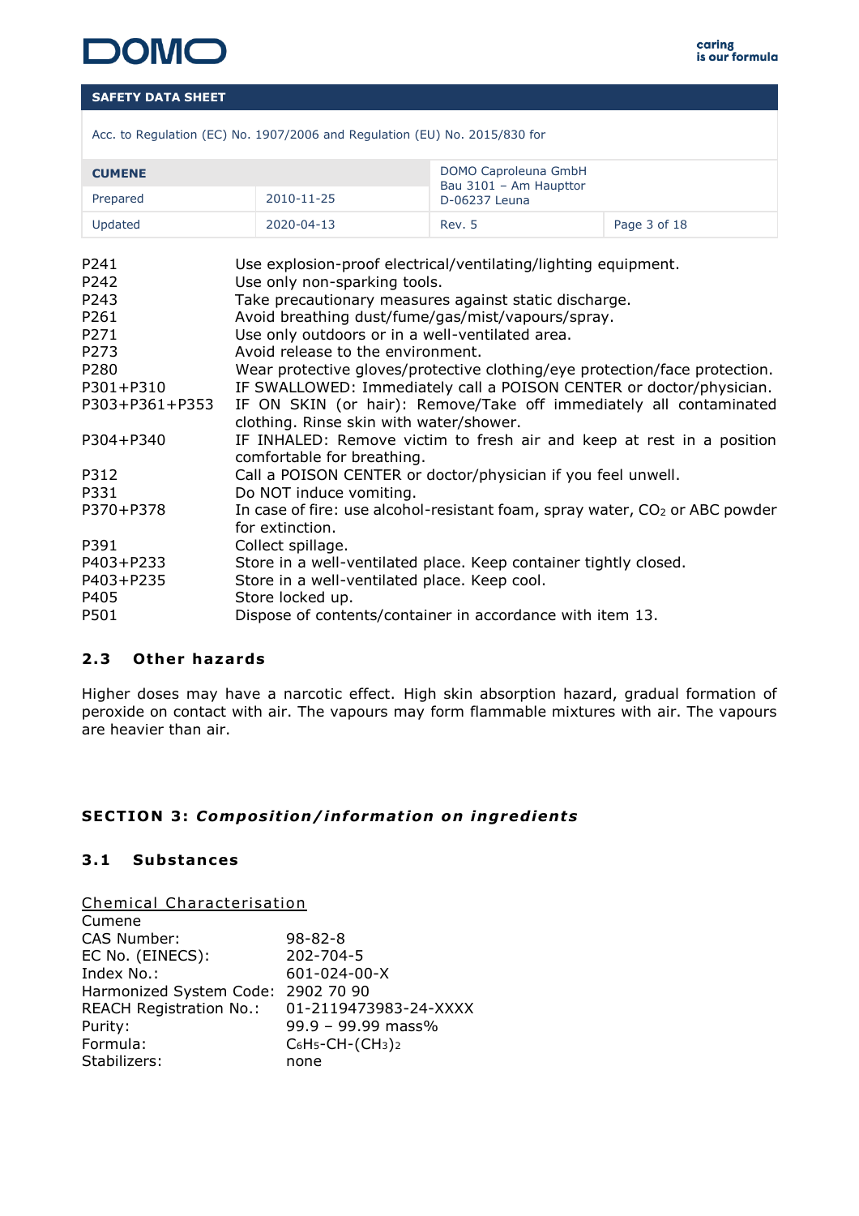| | |
|---|---|
| P241 | Use explosion-proof electrical/ventilating/lighting equipment. |
| P242 | Use only non-sparking tools. |
| P243 | Take precautionary measures against static discharge. |
| P261 | Avoid breathing dust/fume/gas/mist/vapours/spray. |
| P271 | Use only outdoors or in a well-ventilated area. |
| P273 | Avoid release to the environment. |
| P280 | Wear protective gloves/protective clothing/eye protection/face protection. |
| P301+P310 | IF SWALLOWED: Immediately call a POISON CENTER or doctor/physician. |
| P303+P361+P353 | IF ON SKIN (or hair): Remove/Take off immediately all contaminated clothing. Rinse skin with water/shower. |
| P304+P340 | IF INHALED: Remove victim to fresh air and keep at rest in a position comfortable for breathing. |
| P312 | Call a POISON CENTER or doctor/physician if you feel unwell. |
| P331 | Do NOT induce vomiting. |
| P370+P378 | In case of fire: use alcohol-resistant foam, spray water, $CO_2$ or ABC powder for extinction. |
| P391 | Collect spillage. |
| P403+P233 | Store in a well-ventilated place. Keep container tightly closed. |
| P403+P235 | Store in a well-ventilated place. Keep cool. |
| P405 | Store locked up. |
| P501 | Dispose of contents/container in accordance with item 13. |

### 2.3 Other hazards

Higher doses may have a narcotic effect. High skin absorption hazard, gradual formation of peroxide on contact with air. The vapours may form flammable mixtures with air. The vapours are heavier than air.

## SECTION 3: *Composition/information on ingredients*

### 3.1 Substances

Chemical Characterisation

Cumene

| | |
|---|---|
| CAS Number: | 98-82-8 |
| EC No. (EINECS): | 202-704-5 |
| Index No.: | 601-024-00-X |
| Harmonized System Code: | 2902 70 90 |
| REACH Registration No.: | 01-2119473983-24-XXXX |
| Purity: | 99.9 – 99.99 mass% |
| Formula: | $C_6H_5$-CH-$(CH_3)_2$ |
| Stabilizers: | none |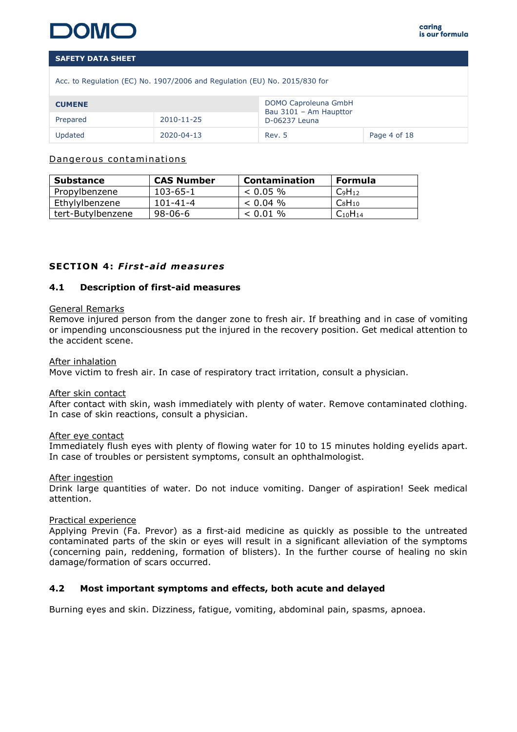Dangerous contaminations

| Substance | CAS Number | Contamination | Formula |
|---|---|---|---|
| Propylbenzene | 103-65-1 | < 0.05 % | $C_9H_{12}$ |
| Ethylylbenzene | 101-41-4 | < 0.04 % | $C_8H_{10}$ |
| tert-Butylbenzene | 98-06-6 | < 0.01 % | $C_{10}H_{14}$ |

## SECTION 4: *First-aid measures*

### 4.1 Description of first-aid measures

General Remarks
Remove injured person from the danger zone to fresh air. If breathing and in case of vomiting or impending unconsciousness put the injured in the recovery position. Get medical attention to the accident scene.

After inhalation
Move victim to fresh air. In case of respiratory tract irritation, consult a physician.

After skin contact
After contact with skin, wash immediately with plenty of water. Remove contaminated clothing. In case of skin reactions, consult a physician.

After eye contact
Immediately flush eyes with plenty of flowing water for 10 to 15 minutes holding eyelids apart. In case of troubles or persistent symptoms, consult an ophthalmologist.

After ingestion
Drink large quantities of water. Do not induce vomiting. Danger of aspiration! Seek medical attention.

Practical experience
Applying Previn (Fa. Prevor) as a first-aid medicine as quickly as possible to the untreated contaminated parts of the skin or eyes will result in a significant alleviation of the symptoms (concerning pain, reddening, formation of blisters). In the further course of healing no skin damage/formation of scars occurred.

### 4.2 Most important symptoms and effects, both acute and delayed

Burning eyes and skin. Dizziness, fatigue, vomiting, abdominal pain, spasms, apnoea.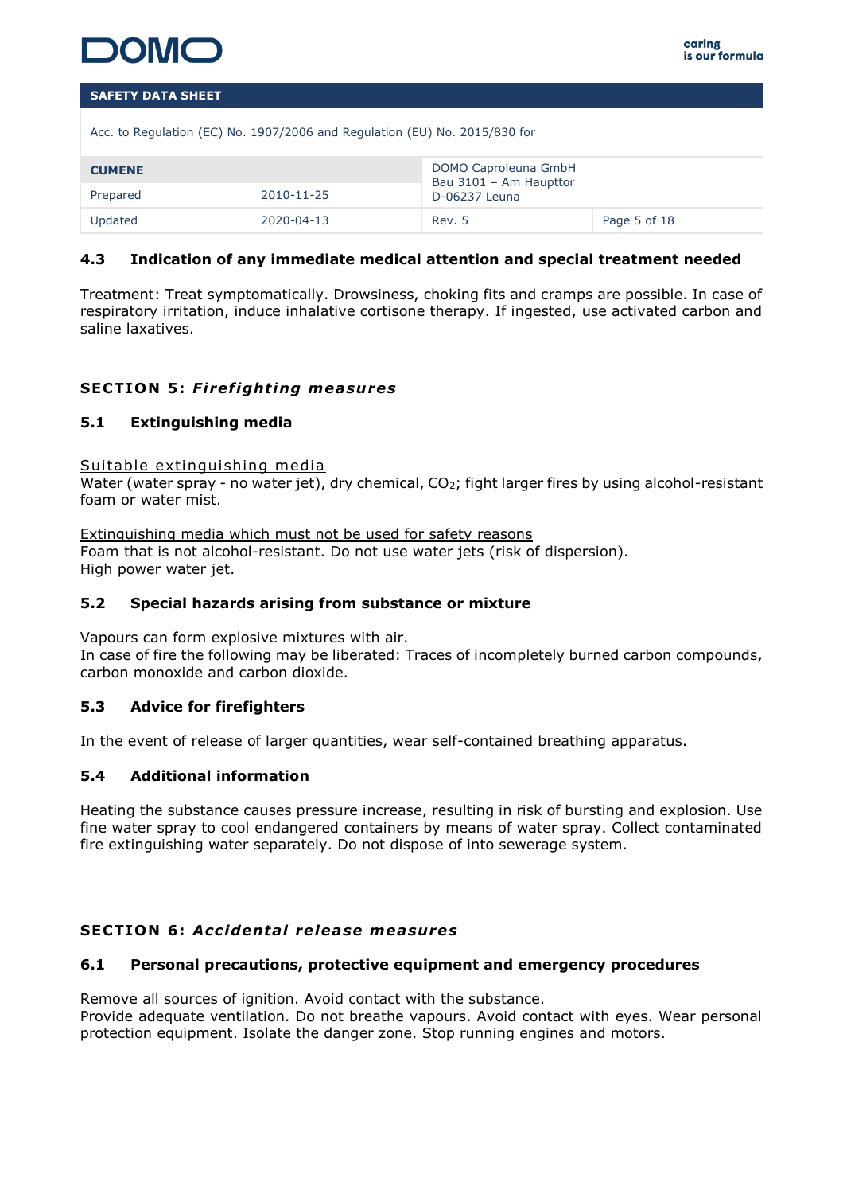### 4.3 Indication of any immediate medical attention and special treatment needed

Treatment: Treat symptomatically. Drowsiness, choking fits and cramps are possible. In case of respiratory irritation, induce inhalative cortisone therapy. If ingested, use activated carbon and saline laxatives.

## SECTION 5: *Firefighting measures*

### 5.1 Extinguishing media

Suitable extinguishing media
Water (water spray - no water jet), dry chemical, $CO_2$; fight larger fires by using alcohol-resistant foam or water mist.

Extinguishing media which must not be used for safety reasons
Foam that is not alcohol-resistant. Do not use water jets (risk of dispersion).
High power water jet.

### 5.2 Special hazards arising from substance or mixture

Vapours can form explosive mixtures with air.
In case of fire the following may be liberated: Traces of incompletely burned carbon compounds, carbon monoxide and carbon dioxide.

### 5.3 Advice for firefighters

In the event of release of larger quantities, wear self-contained breathing apparatus.

### 5.4 Additional information

Heating the substance causes pressure increase, resulting in risk of bursting and explosion. Use fine water spray to cool endangered containers by means of water spray. Collect contaminated fire extinguishing water separately. Do not dispose of into sewerage system.

## SECTION 6: *Accidental release measures*

### 6.1 Personal precautions, protective equipment and emergency procedures

Remove all sources of ignition. Avoid contact with the substance.
Provide adequate ventilation. Do not breathe vapours. Avoid contact with eyes. Wear personal protection equipment. Isolate the danger zone. Stop running engines and motors.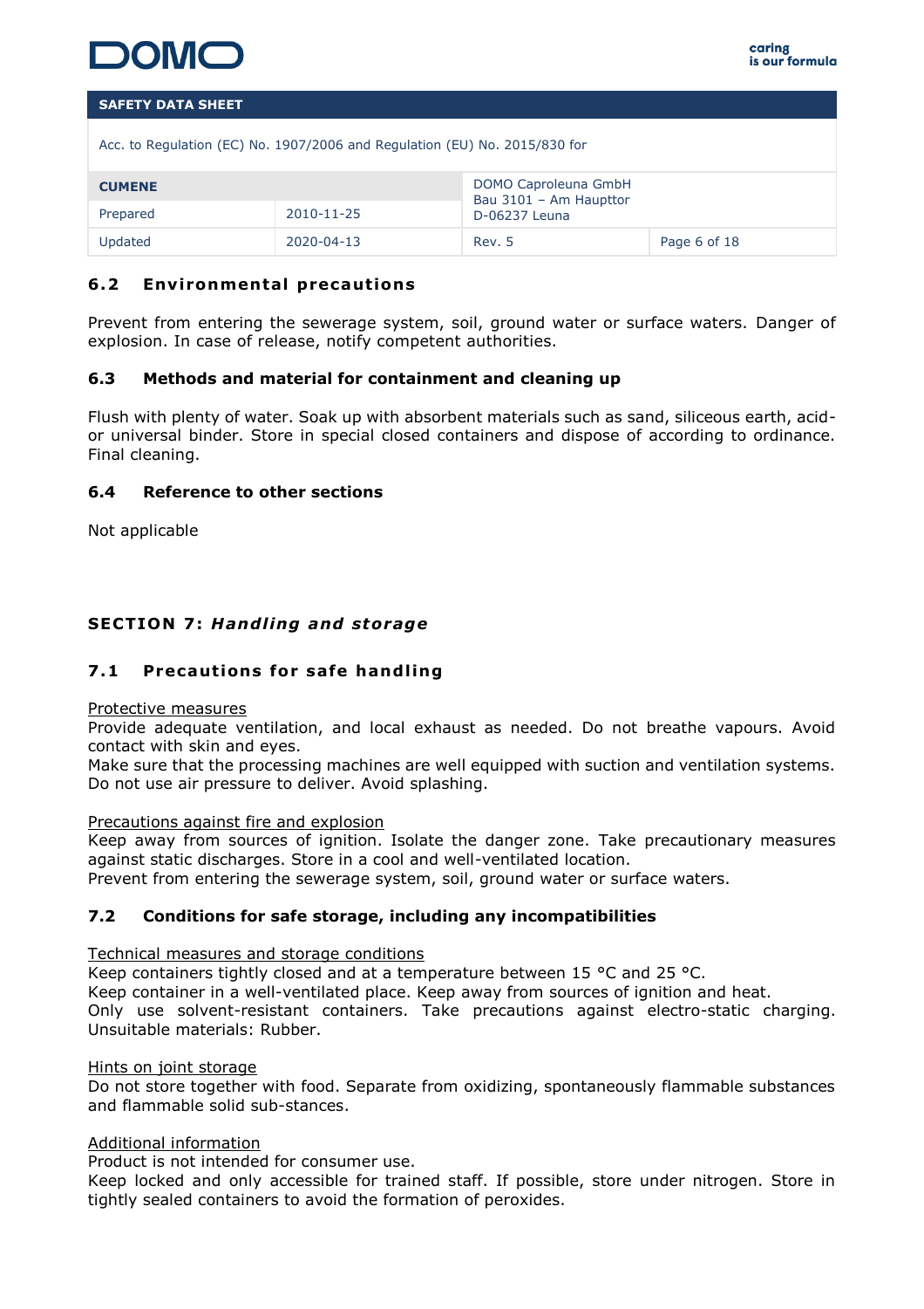### 6.2 Environmental precautions

Prevent from entering the sewerage system, soil, ground water or surface waters. Danger of explosion. In case of release, notify competent authorities.

### 6.3 Methods and material for containment and cleaning up

Flush with plenty of water. Soak up with absorbent materials such as sand, siliceous earth, acid- or universal binder. Store in special closed containers and dispose of according to ordinance. Final cleaning.

### 6.4 Reference to other sections

Not applicable

## SECTION 7: *Handling and storage*

### 7.1 Precautions for safe handling

Protective measures
Provide adequate ventilation, and local exhaust as needed. Do not breathe vapours. Avoid contact with skin and eyes.
Make sure that the processing machines are well equipped with suction and ventilation systems. Do not use air pressure to deliver. Avoid splashing.

Precautions against fire and explosion
Keep away from sources of ignition. Isolate the danger zone. Take precautionary measures against static discharges. Store in a cool and well-ventilated location.
Prevent from entering the sewerage system, soil, ground water or surface waters.

### 7.2 Conditions for safe storage, including any incompatibilities

Technical measures and storage conditions
Keep containers tightly closed and at a temperature between 15 °C and 25 °C.
Keep container in a well-ventilated place. Keep away from sources of ignition and heat.
Only use solvent-resistant containers. Take precautions against electro-static charging. Unsuitable materials: Rubber.

Hints on joint storage
Do not store together with food. Separate from oxidizing, spontaneously flammable substances and flammable solid sub-stances.

Additional information
Product is not intended for consumer use.
Keep locked and only accessible for trained staff. If possible, store under nitrogen. Store in tightly sealed containers to avoid the formation of peroxides.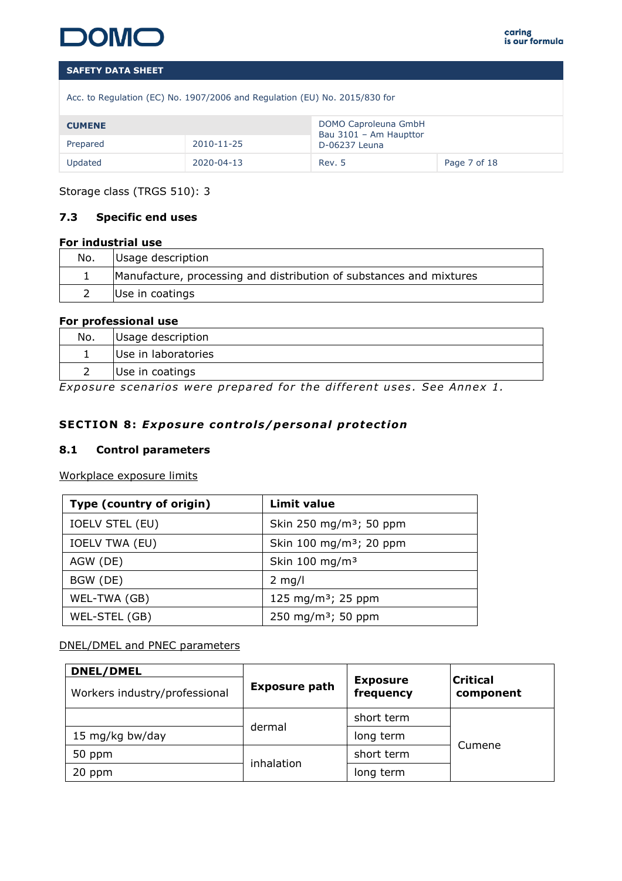Storage class (TRGS 510): 3

### 7.3 Specific end uses

**For industrial use**

| No. | Usage description |
|---|---|
| 1 | Manufacture, processing and distribution of substances and mixtures |
| 2 | Use in coatings |

**For professional use**

| No. | Usage description |
|---|---|
| 1 | Use in laboratories |
| 2 | Use in coatings |

*Exposure scenarios were prepared for the different uses. See Annex 1.*

## SECTION 8: *Exposure controls/personal protection*

### 8.1 Control parameters

Workplace exposure limits

| Type (country of origin) | Limit value |
|---|---|
| IOELV STEL (EU) | Skin 250 mg/m³; 50 ppm |
| IOELV TWA (EU) | Skin 100 mg/m³; 20 ppm |
| AGW (DE) | Skin 100 mg/m³ |
| BGW (DE) | 2 mg/l |
| WEL-TWA (GB) | 125 mg/m³; 25 ppm |
| WEL-STEL (GB) | 250 mg/m³; 50 ppm |

DNEL/DMEL and PNEC parameters

| **DNEL/DMEL** Workers industry/professional | **Exposure path** | **Exposure frequency** | **Critical component** |
|---|---|---|---|
| | dermal | short term | Cumene |
| 15 mg/kg bw/day | | long term | |
| 50 ppm | inhalation | short term | |
| 20 ppm | | long term | |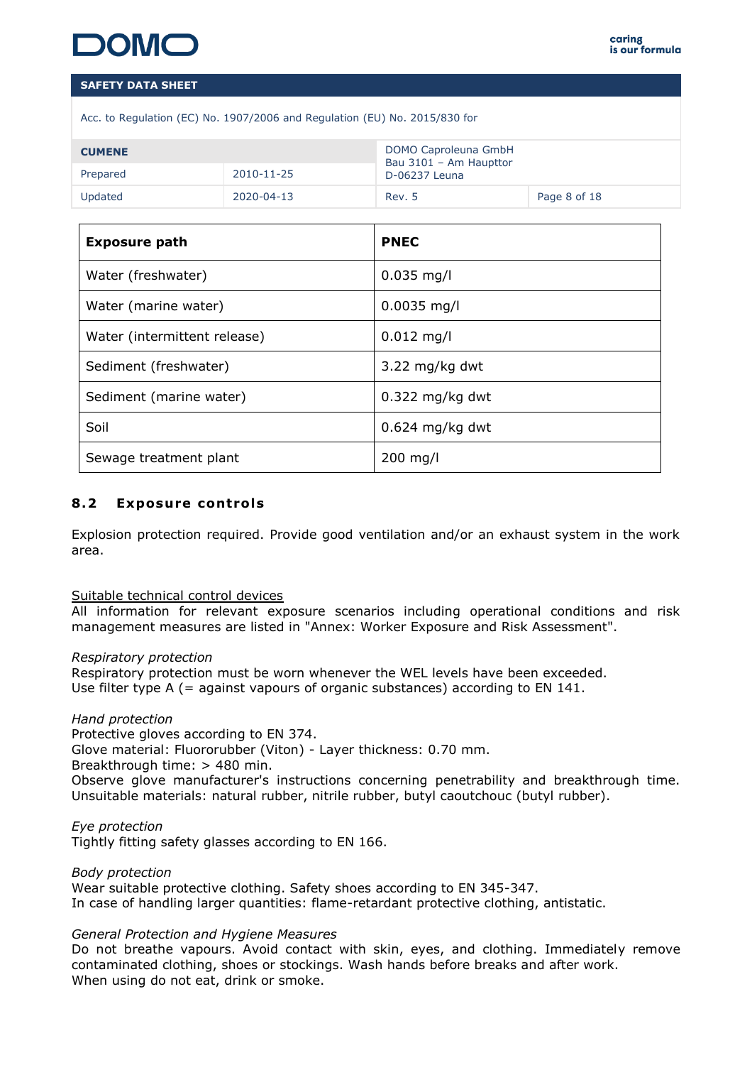| Exposure path | PNEC |
|---|---|
| Water (freshwater) | 0.035 mg/l |
| Water (marine water) | 0.0035 mg/l |
| Water (intermittent release) | 0.012 mg/l |
| Sediment (freshwater) | 3.22 mg/kg dwt |
| Sediment (marine water) | 0.322 mg/kg dwt |
| Soil | 0.624 mg/kg dwt |
| Sewage treatment plant | 200 mg/l |

### 8.2 Exposure controls

Explosion protection required. Provide good ventilation and/or an exhaust system in the work area.

Suitable technical control devices
All information for relevant exposure scenarios including operational conditions and risk management measures are listed in "Annex: Worker Exposure and Risk Assessment".

*Respiratory protection*
Respiratory protection must be worn whenever the WEL levels have been exceeded.
Use filter type A (= against vapours of organic substances) according to EN 141.

*Hand protection*
Protective gloves according to EN 374.
Glove material: Fluororubber (Viton) - Layer thickness: 0.70 mm.
Breakthrough time: > 480 min.
Observe glove manufacturer's instructions concerning penetrability and breakthrough time. Unsuitable materials: natural rubber, nitrile rubber, butyl caoutchouc (butyl rubber).

*Eye protection*
Tightly fitting safety glasses according to EN 166.

*Body protection*
Wear suitable protective clothing. Safety shoes according to EN 345-347.
In case of handling larger quantities: flame-retardant protective clothing, antistatic.

*General Protection and Hygiene Measures*
Do not breathe vapours. Avoid contact with skin, eyes, and clothing. Immediately remove contaminated clothing, shoes or stockings. Wash hands before breaks and after work.
When using do not eat, drink or smoke.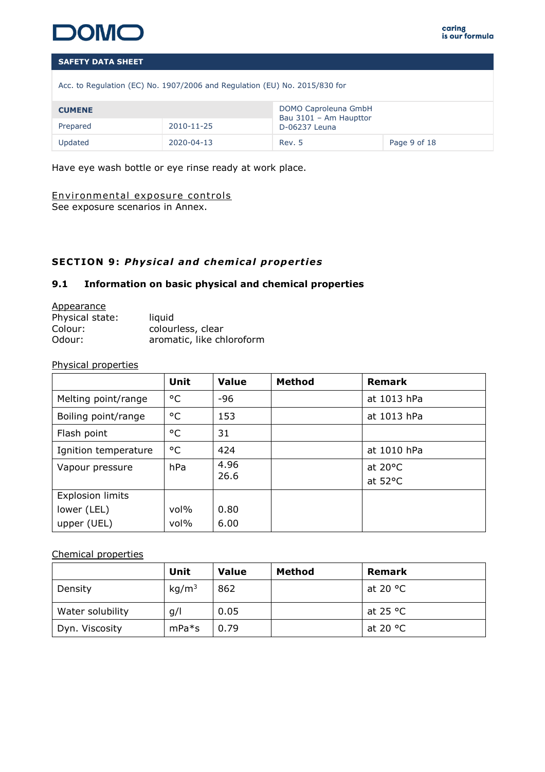Have eye wash bottle or eye rinse ready at work place.

Environmental exposure controls
See exposure scenarios in Annex.

## SECTION 9: *Physical and chemical properties*

### 9.1 Information on basic physical and chemical properties

Appearance
Physical state: liquid
Colour: colourless, clear
Odour: aromatic, like chloroform

Physical properties

| | Unit | Value | Method | Remark |
|---|---|---|---|---|
| Melting point/range | °C | -96 | | at 1013 hPa |
| Boiling point/range | °C | 153 | | at 1013 hPa |
| Flash point | °C | 31 | | |
| Ignition temperature | °C | 424 | | at 1010 hPa |
| Vapour pressure | hPa | 4.96<br>26.6 | | at 20°C<br>at 52°C |
| Explosion limits<br>lower (LEL)<br>upper (UEL) | <br>vol%<br>vol% | <br>0.80<br>6.00 | | |

Chemical properties

| | Unit | Value | Method | Remark |
|---|---|---|---|---|
| Density | $kg/m^3$ | 862 | | at 20 °C |
| Water solubility | g/l | 0.05 | | at 25 °C |
| Dyn. Viscosity | mPa*s | 0.79 | | at 20 °C |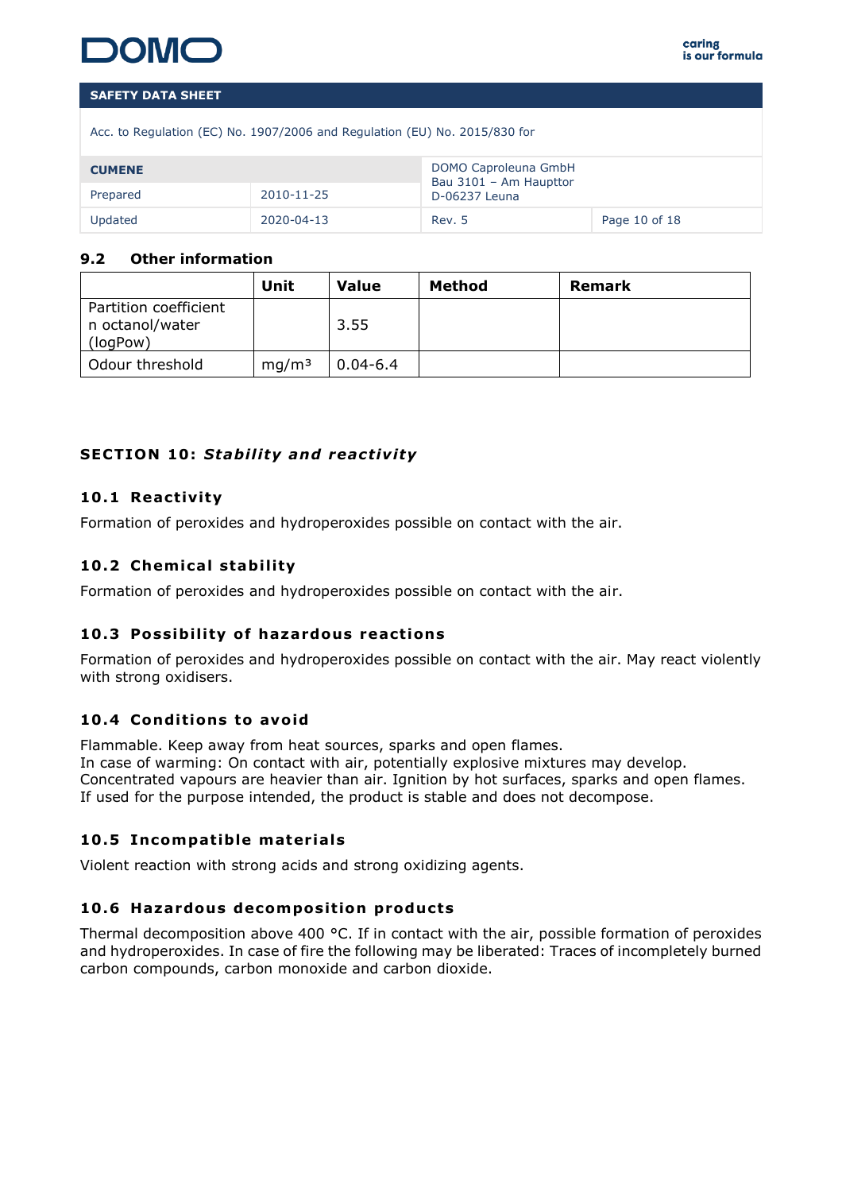### 9.2 Other information

| | Unit | Value | Method | Remark |
|---|---|---|---|---|
| Partition coefficient n octanol/water (logPow) | | 3.55 | | |
| Odour threshold | $mg/m^3$ | 0.04-6.4 | | |

## SECTION 10: *Stability and reactivity*

### 10.1 Reactivity

Formation of peroxides and hydroperoxides possible on contact with the air.

### 10.2 Chemical stability

Formation of peroxides and hydroperoxides possible on contact with the air.

### 10.3 Possibility of hazardous reactions

Formation of peroxides and hydroperoxides possible on contact with the air. May react violently with strong oxidisers.

### 10.4 Conditions to avoid

Flammable. Keep away from heat sources, sparks and open flames.
In case of warming: On contact with air, potentially explosive mixtures may develop.
Concentrated vapours are heavier than air. Ignition by hot surfaces, sparks and open flames.
If used for the purpose intended, the product is stable and does not decompose.

### 10.5 Incompatible materials

Violent reaction with strong acids and strong oxidizing agents.

### 10.6 Hazardous decomposition products

Thermal decomposition above 400 °C. If in contact with the air, possible formation of peroxides and hydroperoxides. In case of fire the following may be liberated: Traces of incompletely burned carbon compounds, carbon monoxide and carbon dioxide.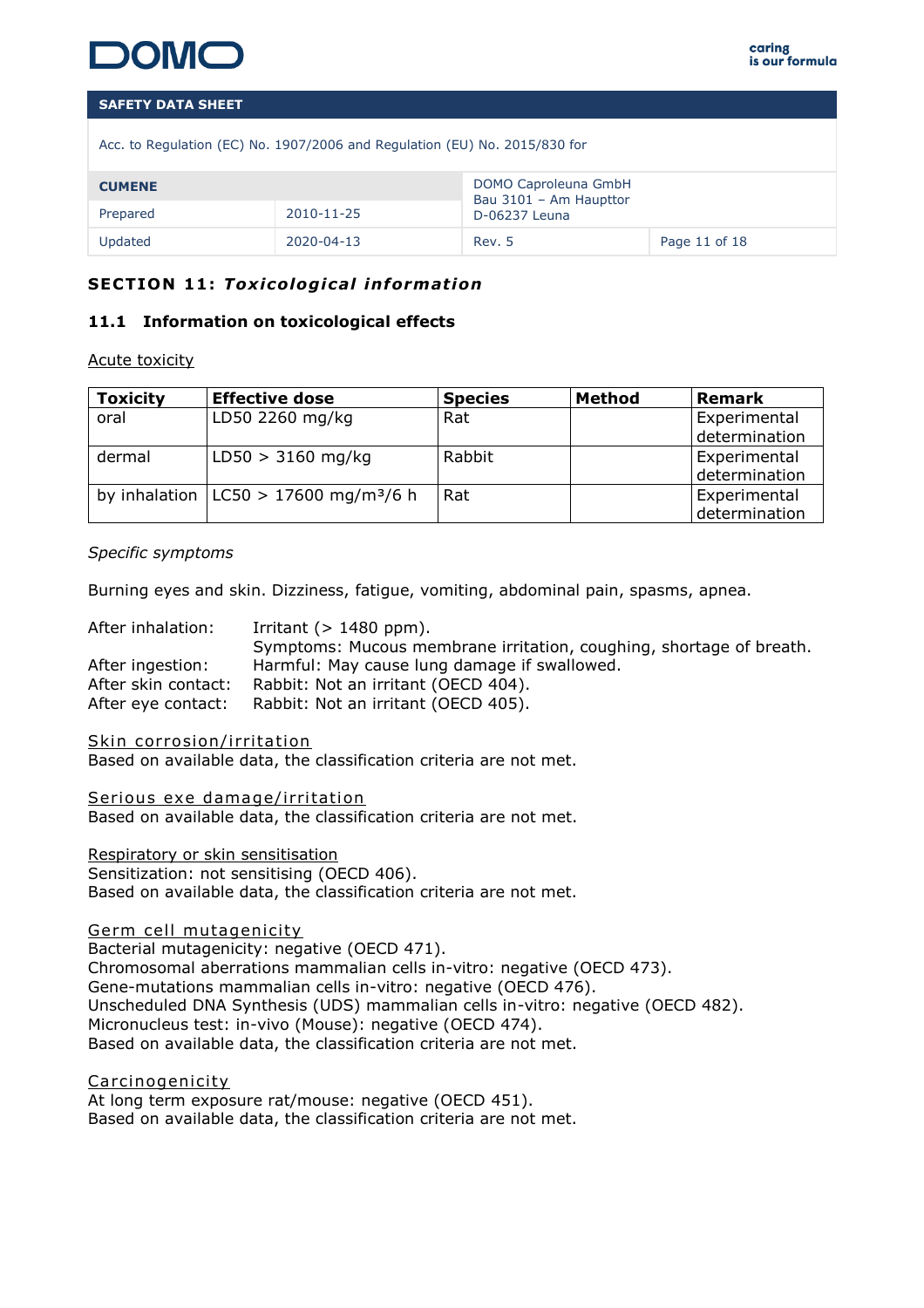## SECTION 11: *Toxicological information*

### 11.1 Information on toxicological effects

Acute toxicity

| Toxicity | Effective dose | Species | Method | Remark |
|---|---|---|---|---|
| oral | LD50 2260 mg/kg | Rat | | Experimental determination |
| dermal | LD50 > 3160 mg/kg | Rabbit | | Experimental determination |
| by inhalation | LC50 > 17600 mg/m³/6 h | Rat | | Experimental determination |

*Specific symptoms*

Burning eyes and skin. Dizziness, fatigue, vomiting, abdominal pain, spasms, apnea.

After inhalation: Irritant (> 1480 ppm).
Symptoms: Mucous membrane irritation, coughing, shortage of breath.
After ingestion: Harmful: May cause lung damage if swallowed.
After skin contact: Rabbit: Not an irritant (OECD 404).
After eye contact: Rabbit: Not an irritant (OECD 405).

Skin corrosion/irritation
Based on available data, the classification criteria are not met.

Serious exe damage/irritation
Based on available data, the classification criteria are not met.

Respiratory or skin sensitisation
Sensitization: not sensitising (OECD 406).
Based on available data, the classification criteria are not met.

Germ cell mutagenicity
Bacterial mutagenicity: negative (OECD 471).
Chromosomal aberrations mammalian cells in-vitro: negative (OECD 473).
Gene-mutations mammalian cells in-vitro: negative (OECD 476).
Unscheduled DNA Synthesis (UDS) mammalian cells in-vitro: negative (OECD 482).
Micronucleus test: in-vivo (Mouse): negative (OECD 474).
Based on available data, the classification criteria are not met.

Carcinogenicity
At long term exposure rat/mouse: negative (OECD 451).
Based on available data, the classification criteria are not met.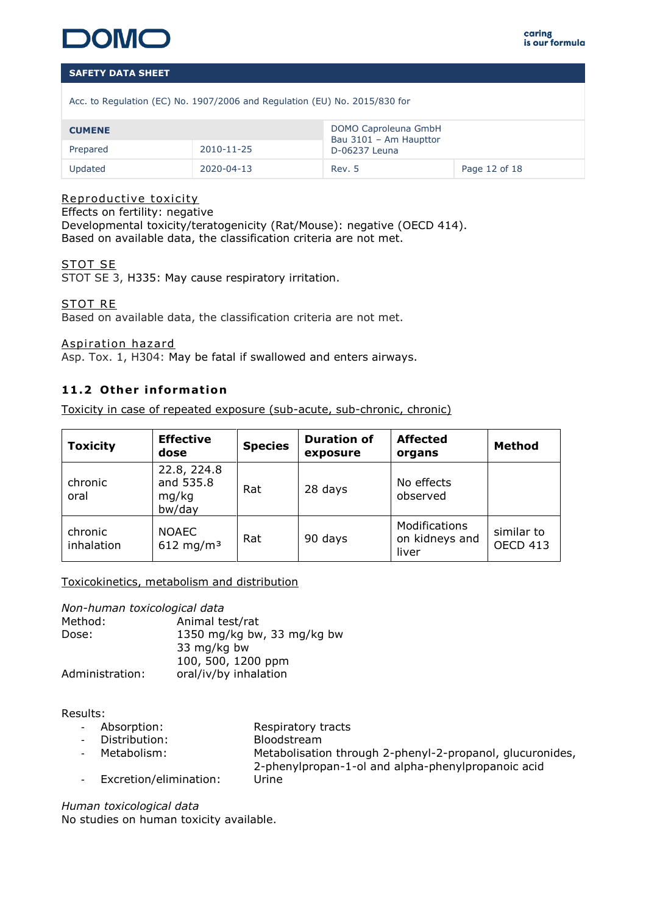Reproductive toxicity

Effects on fertility: negative
Developmental toxicity/teratogenicity (Rat/Mouse): negative (OECD 414).
Based on available data, the classification criteria are not met.

STOT SE

STOT SE 3, H335: May cause respiratory irritation.

STOT RE

Based on available data, the classification criteria are not met.

Aspiration hazard

Asp. Tox. 1, H304: May be fatal if swallowed and enters airways.

### 11.2 Other information

Toxicity in case of repeated exposure (sub-acute, sub-chronic, chronic)

| Toxicity | Effective dose | Species | Duration of exposure | Affected organs | Method |
|---|---|---|---|---|---|
| chronic oral | 22.8, 224.8 and 535.8 mg/kg bw/day | Rat | 28 days | No effects observed | |
| chronic inhalation | NOAEC 612 mg/m³ | Rat | 90 days | Modifications on kidneys and liver | similar to OECD 413 |

Toxicokinetics, metabolism and distribution

*Non-human toxicological data*

Method: Animal test/rat
Dose: 1350 mg/kg bw, 33 mg/kg bw
33 mg/kg bw
100, 500, 1200 ppm
Administration: oral/iv/by inhalation

Results:

- Absorption: Respiratory tracts
- Distribution: Bloodstream
- Metabolism: Metabolisation through 2-phenyl-2-propanol, glucuronides, 2-phenylpropan-1-ol and alpha-phenylpropanoic acid
- Excretion/elimination: Urine

*Human toxicological data*

No studies on human toxicity available.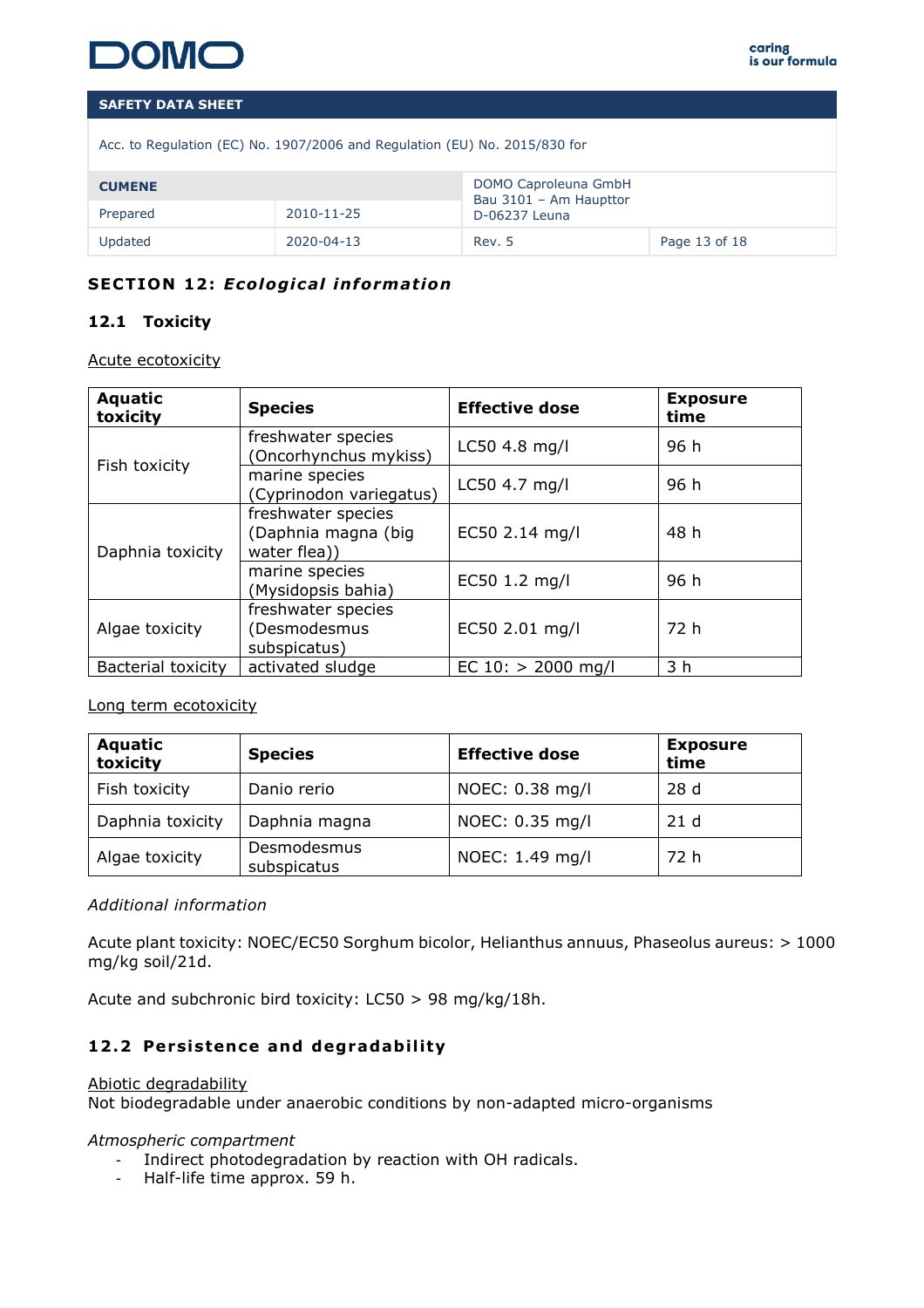## SECTION 12: *Ecological information*

### 12.1 Toxicity

Acute ecotoxicity

| Aquatic toxicity | Species | Effective dose | Exposure time |
| --- | --- | --- | --- |
| Fish toxicity | freshwater species (Oncorhynchus mykiss) | LC50 4.8 mg/l | 96 h |
| | marine species (Cyprinodon variegatus) | LC50 4.7 mg/l | 96 h |
| Daphnia toxicity | freshwater species (Daphnia magna (big water flea)) | EC50 2.14 mg/l | 48 h |
| | marine species (Mysidopsis bahia) | EC50 1.2 mg/l | 96 h |
| Algae toxicity | freshwater species (Desmodesmus subspicatus) | EC50 2.01 mg/l | 72 h |
| Bacterial toxicity | activated sludge | EC 10: > 2000 mg/l | 3 h |

Long term ecotoxicity

| Aquatic toxicity | Species | Effective dose | Exposure time |
| --- | --- | --- | --- |
| Fish toxicity | Danio rerio | NOEC: 0.38 mg/l | 28 d |
| Daphnia toxicity | Daphnia magna | NOEC: 0.35 mg/l | 21 d |
| Algae toxicity | Desmodesmus subspicatus | NOEC: 1.49 mg/l | 72 h |

*Additional information*

Acute plant toxicity: NOEC/EC50 Sorghum bicolor, Helianthus annuus, Phaseolus aureus: > 1000 mg/kg soil/21d.

Acute and subchronic bird toxicity: LC50 > 98 mg/kg/18h.

### 12.2 Persistence and degradability

Abiotic degradability
Not biodegradable under anaerobic conditions by non-adapted micro-organisms

*Atmospheric compartment*

- Indirect photodegradation by reaction with OH radicals.
- Half-life time approx. 59 h.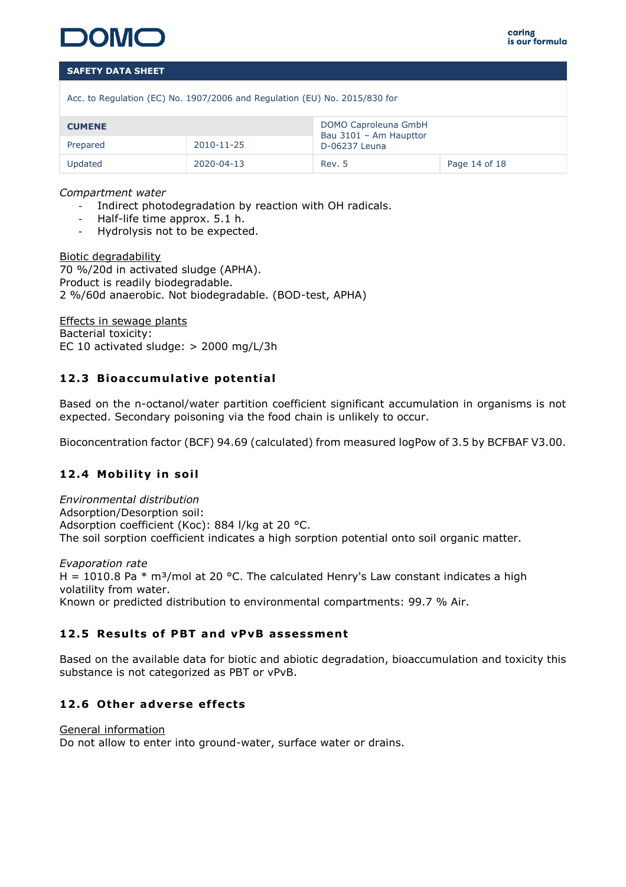*Compartment water*

- Indirect photodegradation by reaction with OH radicals.
- Half-life time approx. 5.1 h.
- Hydrolysis not to be expected.

Biotic degradability
70 %/20d in activated sludge (APHA).
Product is readily biodegradable.
2 %/60d anaerobic. Not biodegradable. (BOD-test, APHA)

Effects in sewage plants
Bacterial toxicity:
EC 10 activated sludge: > 2000 mg/L/3h

## 12.3 Bioaccumulative potential

Based on the n-octanol/water partition coefficient significant accumulation in organisms is not expected. Secondary poisoning via the food chain is unlikely to occur.

Bioconcentration factor (BCF) 94.69 (calculated) from measured logPow of 3.5 by BCFBAF V3.00.

## 12.4 Mobility in soil

*Environmental distribution*
Adsorption/Desorption soil:
Adsorption coefficient (Koc): 884 l/kg at 20 °C.
The soil sorption coefficient indicates a high sorption potential onto soil organic matter.

*Evaporation rate*
H = 1010.8 Pa * $m^3$/mol at 20 °C. The calculated Henry's Law constant indicates a high volatility from water.
Known or predicted distribution to environmental compartments: 99.7 % Air.

## 12.5 Results of PBT and vPvB assessment

Based on the available data for biotic and abiotic degradation, bioaccumulation and toxicity this substance is not categorized as PBT or vPvB.

## 12.6 Other adverse effects

General information
Do not allow to enter into ground-water, surface water or drains.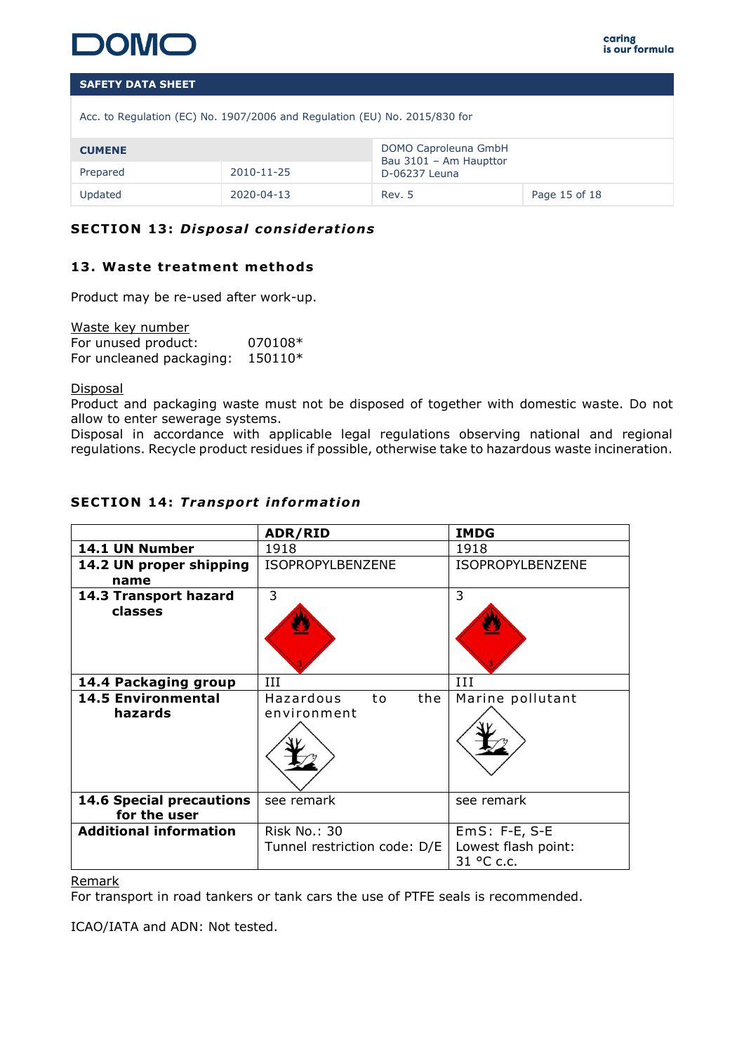## SECTION 13: *Disposal considerations*

### 13. Waste treatment methods

Product may be re-used after work-up.

Waste key number
For unused product: 070108*
For uncleaned packaging: 150110*

Disposal
Product and packaging waste must not be disposed of together with domestic waste. Do not allow to enter sewerage systems.
Disposal in accordance with applicable legal regulations observing national and regional regulations. Recycle product residues if possible, otherwise take to hazardous waste incineration.

## SECTION 14: *Transport information*

| | ADR/RID | IMDG |
|---|---|---|
| **14.1 UN Number** | 1918 | 1918 |
| **14.2 UN proper shipping name** | ISOPROPYLBENZENE | ISOPROPYLBENZENE |
| **14.3 Transport hazard classes** | 3 | 3 |
| **14.4 Packaging group** | III | III |
| **14.5 Environmental hazards** | Hazardous to the environment | Marine pollutant |
| **14.6 Special precautions for the user** | see remark | see remark |
| **Additional information** | Risk No.: 30<br>Tunnel restriction code: D/E | EmS: F-E, S-E<br>Lowest flash point: 31 °C c.c. |

Remark
For transport in road tankers or tank cars the use of PTFE seals is recommended.

ICAO/IATA and ADN: Not tested.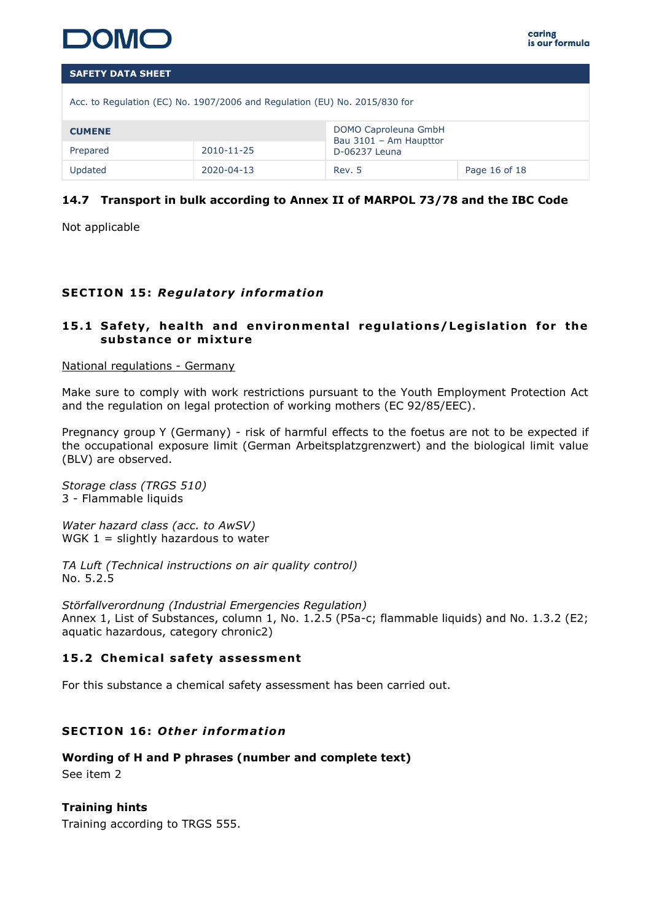### 14.7 Transport in bulk according to Annex II of MARPOL 73/78 and the IBC Code

Not applicable

## SECTION 15: *Regulatory information*

### 15.1 Safety, health and environmental regulations/Legislation for the substance or mixture

National regulations - Germany

Make sure to comply with work restrictions pursuant to the Youth Employment Protection Act and the regulation on legal protection of working mothers (EC 92/85/EEC).

Pregnancy group Y (Germany) - risk of harmful effects to the foetus are not to be expected if the occupational exposure limit (German Arbeitsplatzgrenzwert) and the biological limit value (BLV) are observed.

*Storage class (TRGS 510)*
3 - Flammable liquids

*Water hazard class (acc. to AwSV)*
WGK 1 = slightly hazardous to water

*TA Luft (Technical instructions on air quality control)*
No. 5.2.5

*Störfallverordnung (Industrial Emergencies Regulation)*
Annex 1, List of Substances, column 1, No. 1.2.5 (P5a-c; flammable liquids) and No. 1.3.2 (E2; aquatic hazardous, category chronic2)

### 15.2 Chemical safety assessment

For this substance a chemical safety assessment has been carried out.

## SECTION 16: *Other information*

**Wording of H and P phrases (number and complete text)**
See item 2

**Training hints**
Training according to TRGS 555.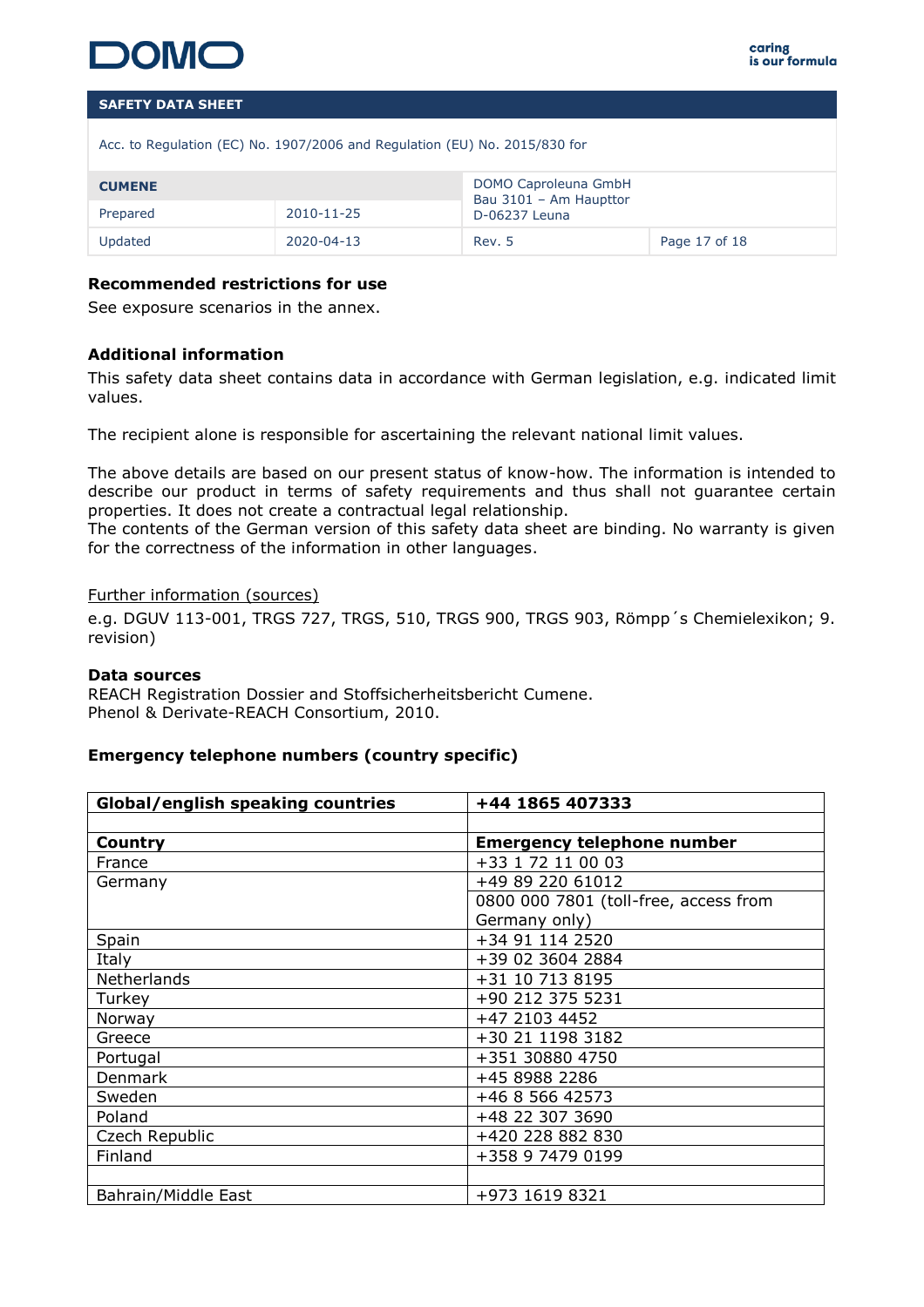**Recommended restrictions for use**

See exposure scenarios in the annex.

**Additional information**

This safety data sheet contains data in accordance with German legislation, e.g. indicated limit values.

The recipient alone is responsible for ascertaining the relevant national limit values.

The above details are based on our present status of know-how. The information is intended to describe our product in terms of safety requirements and thus shall not guarantee certain properties. It does not create a contractual legal relationship.
The contents of the German version of this safety data sheet are binding. No warranty is given for the correctness of the information in other languages.

Further information (sources)

e.g. DGUV 113-001, TRGS 727, TRGS, 510, TRGS 900, TRGS 903, Römpp´s Chemielexikon; 9. revision)

**Data sources**

REACH Registration Dossier and Stoffsicherheitsbericht Cumene.
Phenol & Derivate-REACH Consortium, 2010.

**Emergency telephone numbers (country specific)**

| **Global/english speaking countries** | **+44 1865 407333** |
|---|---|
| | |
| **Country** | **Emergency telephone number** |
| France | +33 1 72 11 00 03 |
| Germany | +49 89 220 61012 |
| | 0800 000 7801 (toll-free, access from Germany only) |
| Spain | +34 91 114 2520 |
| Italy | +39 02 3604 2884 |
| Netherlands | +31 10 713 8195 |
| Turkey | +90 212 375 5231 |
| Norway | +47 2103 4452 |
| Greece | +30 21 1198 3182 |
| Portugal | +351 30880 4750 |
| Denmark | +45 8988 2286 |
| Sweden | +46 8 566 42573 |
| Poland | +48 22 307 3690 |
| Czech Republic | +420 228 882 830 |
| Finland | +358 9 7479 0199 |
| | |
| Bahrain/Middle East | +973 1619 8321 |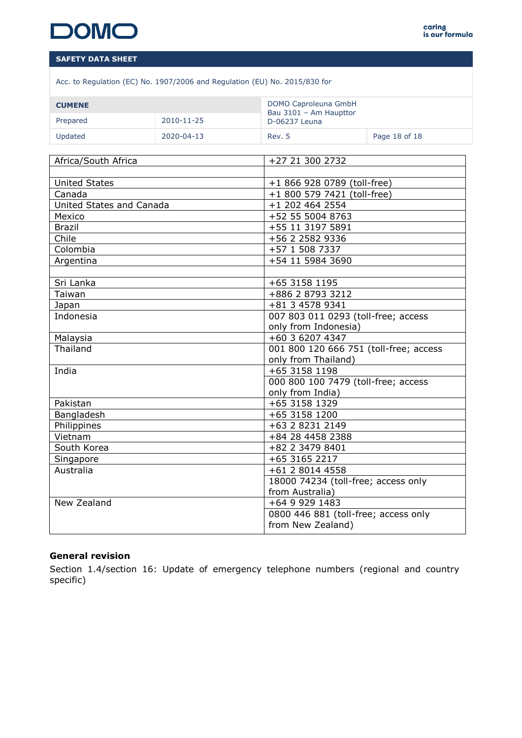| | |
|---|---|
| Africa/South Africa | +27 21 300 2732 |
| | |
| United States | +1 866 928 0789 (toll-free) |
| Canada | +1 800 579 7421 (toll-free) |
| United States and Canada | +1 202 464 2554 |
| Mexico | +52 55 5004 8763 |
| Brazil | +55 11 3197 5891 |
| Chile | +56 2 2582 9336 |
| Colombia | +57 1 508 7337 |
| Argentina | +54 11 5984 3690 |
| | |
| Sri Lanka | +65 3158 1195 |
| Taiwan | +886 2 8793 3212 |
| Japan | +81 3 4578 9341 |
| Indonesia | 007 803 011 0293 (toll-free; access only from Indonesia) |
| Malaysia | +60 3 6207 4347 |
| Thailand | 001 800 120 666 751 (toll-free; access only from Thailand) |
| India | +65 3158 1198 |
| | 000 800 100 7479 (toll-free; access only from India) |
| Pakistan | +65 3158 1329 |
| Bangladesh | +65 3158 1200 |
| Philippines | +63 2 8231 2149 |
| Vietnam | +84 28 4458 2388 |
| South Korea | +82 2 3479 8401 |
| Singapore | +65 3165 2217 |
| Australia | +61 2 8014 4558 |
| | 18000 74234 (toll-free; access only from Australia) |
| New Zealand | +64 9 929 1483 |
| | 0800 446 881 (toll-free; access only from New Zealand) |

**General revision**

Section 1.4/section 16: Update of emergency telephone numbers (regional and country specific)